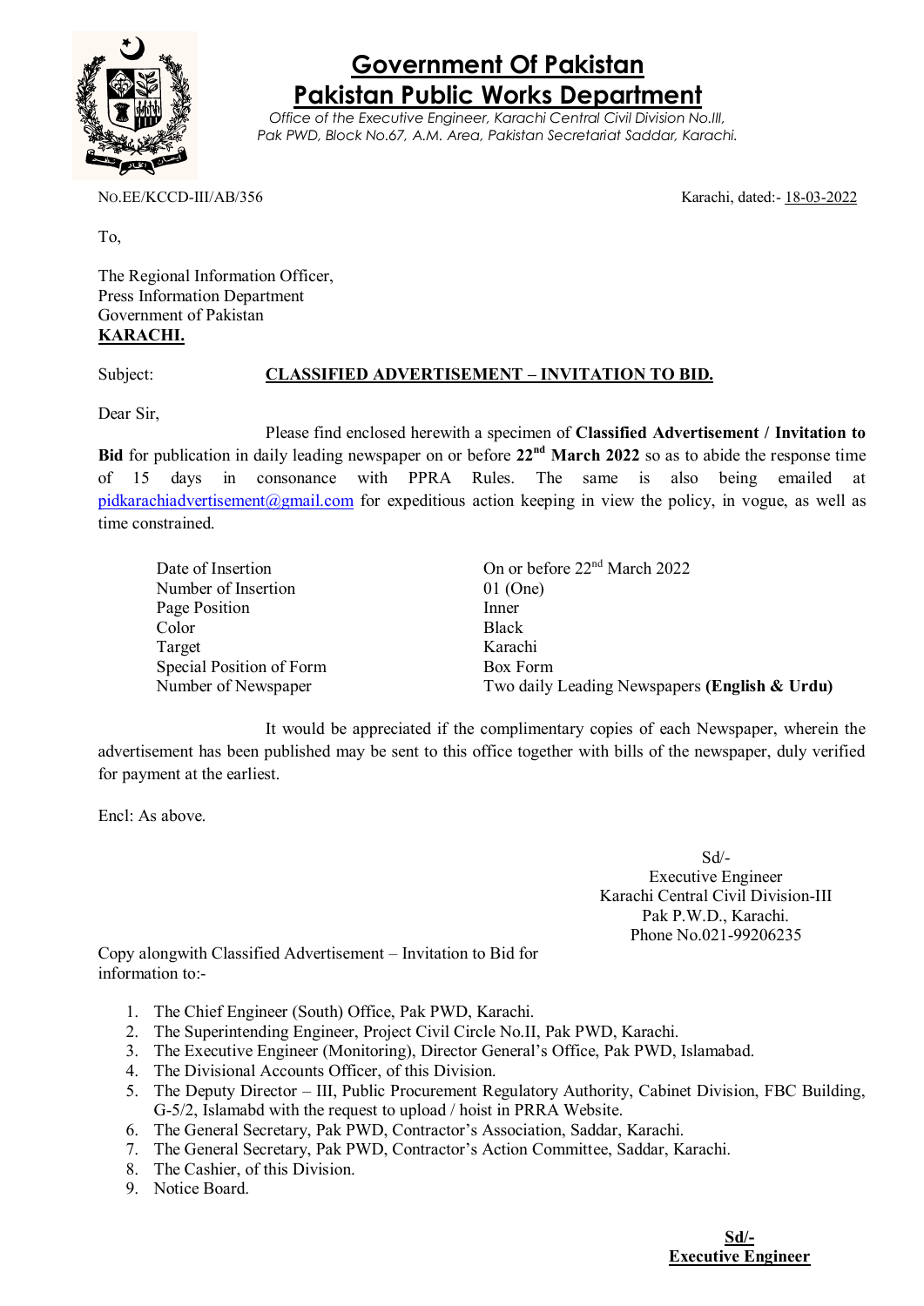# Government Of Pakistan
# Pakistan Public Works Department

*Office of the Executive Engineer, Karachi Central Civil Division No.III, Pak PWD, Block No.67, A.M. Area, Pakistan Secretariat Saddar, Karachi.*

NO.EE/KCCD-III/AB/356 Karachi, dated:- 18-03-2022

To,

The Regional Information Officer,
Press Information Department
Government of Pakistan
**KARACHI.**

Subject: **CLASSIFIED ADVERTISEMENT – INVITATION TO BID.**

Dear Sir,

Please find enclosed herewith a specimen of **Classified Advertisement / Invitation to Bid** for publication in daily leading newspaper on or before **22nd March 2022** so as to abide the response time of 15 days in consonance with PPRA Rules. The same is also being emailed at pidkarachiadvertisement@gmail.com for expeditious action keeping in view the policy, in vogue, as well as time constrained.

| | |
|---|---|
| Date of Insertion | On or before 22nd March 2022 |
| Number of Insertion | 01 (One) |
| Page Position | Inner |
| Color | Black |
| Target | Karachi |
| Special Position of Form | Box Form |
| Number of Newspaper | Two daily Leading Newspapers **(English & Urdu)** |

It would be appreciated if the complimentary copies of each Newspaper, wherein the advertisement has been published may be sent to this office together with bills of the newspaper, duly verified for payment at the earliest.

Encl: As above.

Sd/-
Executive Engineer
Karachi Central Civil Division-III
Pak P.W.D., Karachi.
Phone No.021-99206235

Copy alongwith Classified Advertisement – Invitation to Bid for information to:-

1. The Chief Engineer (South) Office, Pak PWD, Karachi.
2. The Superintending Engineer, Project Civil Circle No.II, Pak PWD, Karachi.
3. The Executive Engineer (Monitoring), Director General's Office, Pak PWD, Islamabad.
4. The Divisional Accounts Officer, of this Division.
5. The Deputy Director – III, Public Procurement Regulatory Authority, Cabinet Division, FBC Building, G-5/2, Islamabd with the request to upload / hoist in PRRA Website.
6. The General Secretary, Pak PWD, Contractor's Association, Saddar, Karachi.
7. The General Secretary, Pak PWD, Contractor's Action Committee, Saddar, Karachi.
8. The Cashier, of this Division.
9. Notice Board.

**Sd/-**
**Executive Engineer**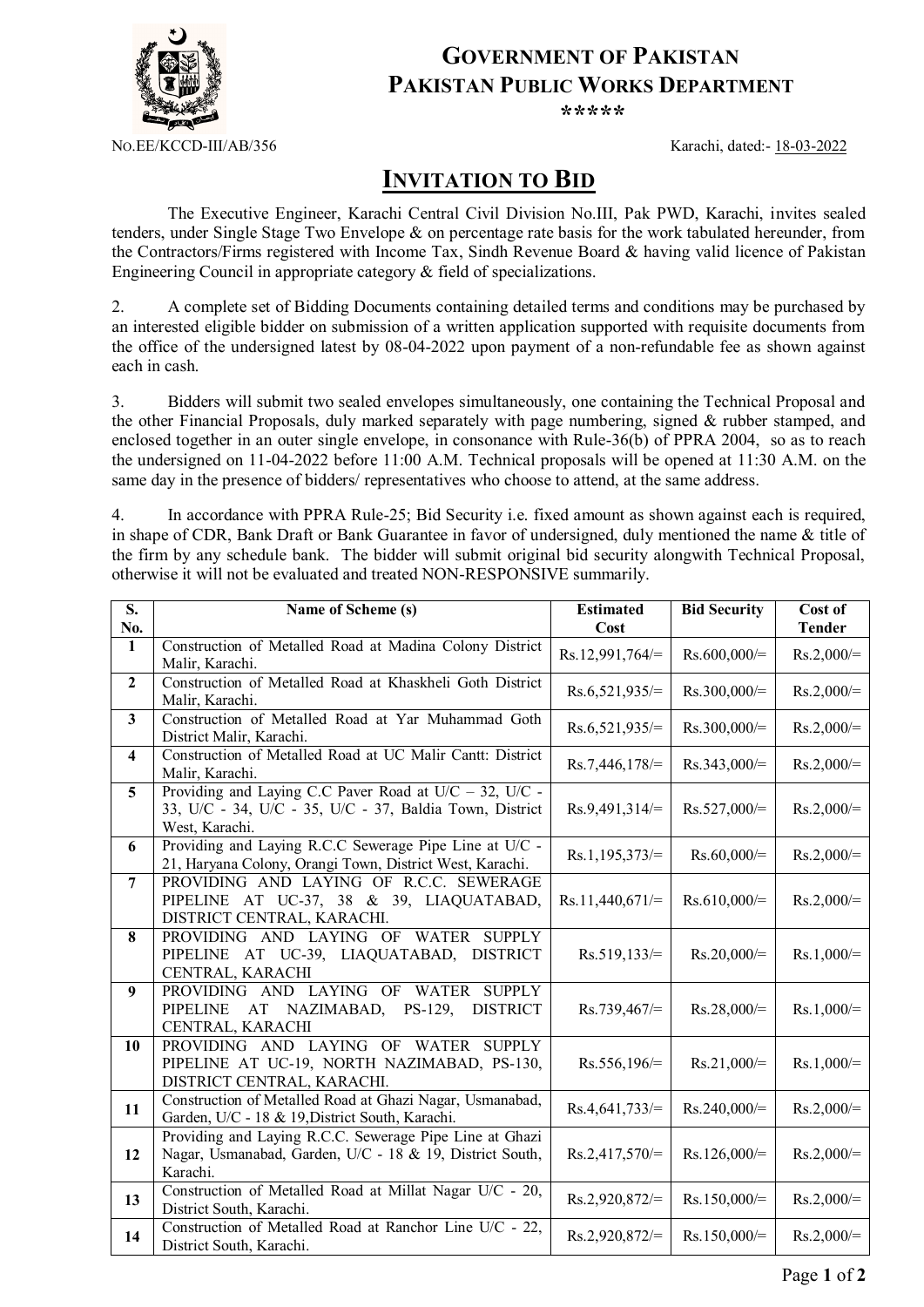# GOVERNMENT OF PAKISTAN
# PAKISTAN PUBLIC WORKS DEPARTMENT

*****

NO.EE/KCCD-III/AB/356 Karachi, dated:- 18-03-2022

## INVITATION TO BID

The Executive Engineer, Karachi Central Civil Division No.III, Pak PWD, Karachi, invites sealed tenders, under Single Stage Two Envelope & on percentage rate basis for the work tabulated hereunder, from the Contractors/Firms registered with Income Tax, Sindh Revenue Board & having valid licence of Pakistan Engineering Council in appropriate category & field of specializations.

2. A complete set of Bidding Documents containing detailed terms and conditions may be purchased by an interested eligible bidder on submission of a written application supported with requisite documents from the office of the undersigned latest by 08-04-2022 upon payment of a non-refundable fee as shown against each in cash.

3. Bidders will submit two sealed envelopes simultaneously, one containing the Technical Proposal and the other Financial Proposals, duly marked separately with page numbering, signed & rubber stamped, and enclosed together in an outer single envelope, in consonance with Rule-36(b) of PPRA 2004, so as to reach the undersigned on 11-04-2022 before 11:00 A.M. Technical proposals will be opened at 11:30 A.M. on the same day in the presence of bidders/ representatives who choose to attend, at the same address.

4. In accordance with PPRA Rule-25; Bid Security i.e. fixed amount as shown against each is required, in shape of CDR, Bank Draft or Bank Guarantee in favor of undersigned, duly mentioned the name & title of the firm by any schedule bank. The bidder will submit original bid security alongwith Technical Proposal, otherwise it will not be evaluated and treated NON-RESPONSIVE summarily.

| S. No. | Name of Scheme (s) | Estimated Cost | Bid Security | Cost of Tender |
|---|---|---|---|---|
| 1 | Construction of Metalled Road at Madina Colony District Malir, Karachi. | Rs.12,991,764/= | Rs.600,000/= | Rs.2,000/= |
| 2 | Construction of Metalled Road at Khaskheli Goth District Malir, Karachi. | Rs.6,521,935/= | Rs.300,000/= | Rs.2,000/= |
| 3 | Construction of Metalled Road at Yar Muhammad Goth District Malir, Karachi. | Rs.6,521,935/= | Rs.300,000/= | Rs.2,000/= |
| 4 | Construction of Metalled Road at UC Malir Cantt: District Malir, Karachi. | Rs.7,446,178/= | Rs.343,000/= | Rs.2,000/= |
| 5 | Providing and Laying C.C Paver Road at U/C – 32, U/C - 33, U/C - 34, U/C - 35, U/C - 37, Baldia Town, District West, Karachi. | Rs.9,491,314/= | Rs.527,000/= | Rs.2,000/= |
| 6 | Providing and Laying R.C.C Sewerage Pipe Line at U/C - 21, Haryana Colony, Orangi Town, District West, Karachi. | Rs.1,195,373/= | Rs.60,000/= | Rs.2,000/= |
| 7 | PROVIDING AND LAYING OF R.C.C. SEWERAGE PIPELINE AT UC-37, 38 & 39, LIAQUATABAD, DISTRICT CENTRAL, KARACHI. | Rs.11,440,671/= | Rs.610,000/= | Rs.2,000/= |
| 8 | PROVIDING AND LAYING OF WATER SUPPLY PIPELINE AT UC-39, LIAQUATABAD, DISTRICT CENTRAL, KARACHI | Rs.519,133/= | Rs.20,000/= | Rs.1,000/= |
| 9 | PROVIDING AND LAYING OF WATER SUPPLY PIPELINE AT NAZIMABAD, PS-129, DISTRICT CENTRAL, KARACHI | Rs.739,467/= | Rs.28,000/= | Rs.1,000/= |
| 10 | PROVIDING AND LAYING OF WATER SUPPLY PIPELINE AT UC-19, NORTH NAZIMABAD, PS-130, DISTRICT CENTRAL, KARACHI. | Rs.556,196/= | Rs.21,000/= | Rs.1,000/= |
| 11 | Construction of Metalled Road at Ghazi Nagar, Usmanabad, Garden, U/C - 18 & 19,District South, Karachi. | Rs.4,641,733/= | Rs.240,000/= | Rs.2,000/= |
| 12 | Providing and Laying R.C.C. Sewerage Pipe Line at Ghazi Nagar, Usmanabad, Garden, U/C - 18 & 19, District South, Karachi. | Rs.2,417,570/= | Rs.126,000/= | Rs.2,000/= |
| 13 | Construction of Metalled Road at Millat Nagar U/C - 20, District South, Karachi. | Rs.2,920,872/= | Rs.150,000/= | Rs.2,000/= |
| 14 | Construction of Metalled Road at Ranchor Line U/C - 22, District South, Karachi. | Rs.2,920,872/= | Rs.150,000/= | Rs.2,000/= |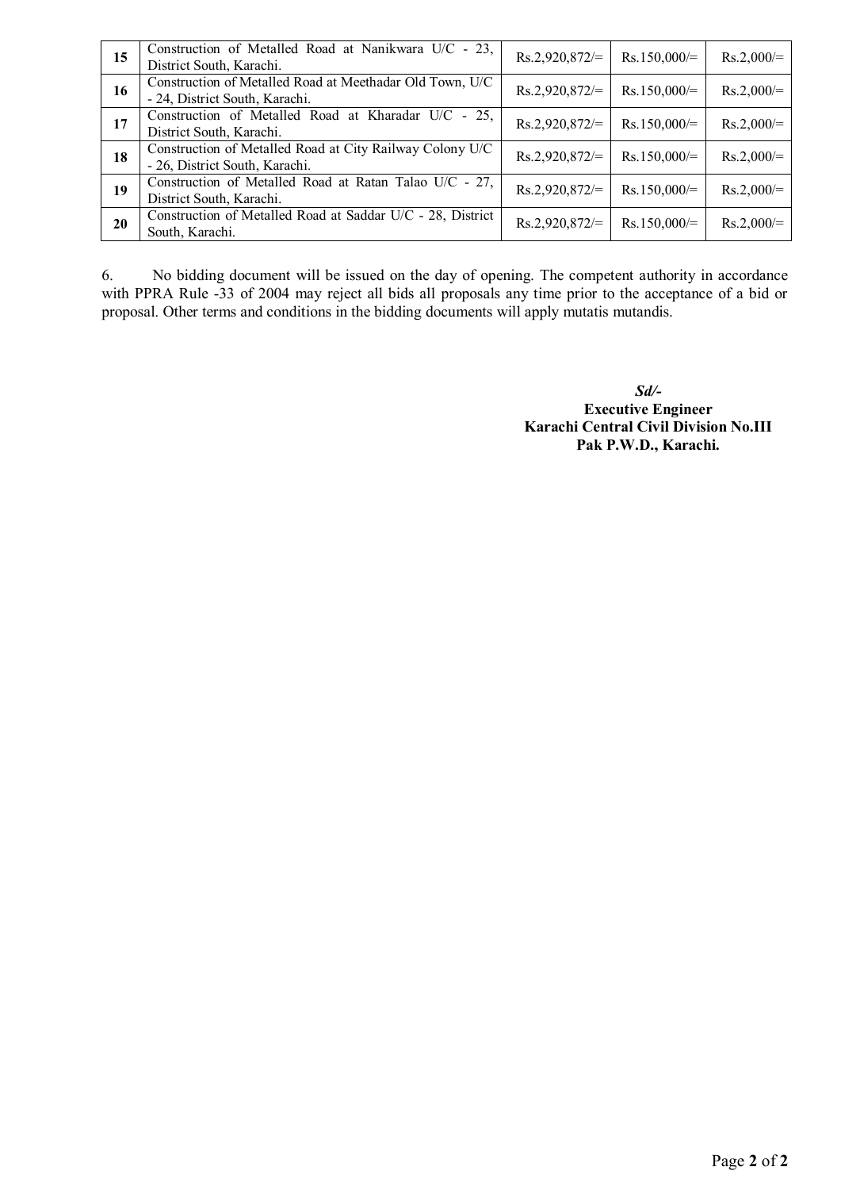| | | | | |
|---|---|---|---|---|
| **15** | Construction of Metalled Road at Nanikwara U/C - 23, District South, Karachi. | Rs.2,920,872/= | Rs.150,000/= | Rs.2,000/= |
| **16** | Construction of Metalled Road at Meethadar Old Town, U/C - 24, District South, Karachi. | Rs.2,920,872/= | Rs.150,000/= | Rs.2,000/= |
| **17** | Construction of Metalled Road at Kharadar U/C - 25, District South, Karachi. | Rs.2,920,872/= | Rs.150,000/= | Rs.2,000/= |
| **18** | Construction of Metalled Road at City Railway Colony U/C - 26, District South, Karachi. | Rs.2,920,872/= | Rs.150,000/= | Rs.2,000/= |
| **19** | Construction of Metalled Road at Ratan Talao U/C - 27, District South, Karachi. | Rs.2,920,872/= | Rs.150,000/= | Rs.2,000/= |
| **20** | Construction of Metalled Road at Saddar U/C - 28, District South, Karachi. | Rs.2,920,872/= | Rs.150,000/= | Rs.2,000/= |

6. No bidding document will be issued on the day of opening. The competent authority in accordance with PPRA Rule -33 of 2004 may reject all bids all proposals any time prior to the acceptance of a bid or proposal. Other terms and conditions in the bidding documents will apply mutatis mutandis.

***Sd/-***
**Executive Engineer**
**Karachi Central Civil Division No.III**
**Pak P.W.D., Karachi.**